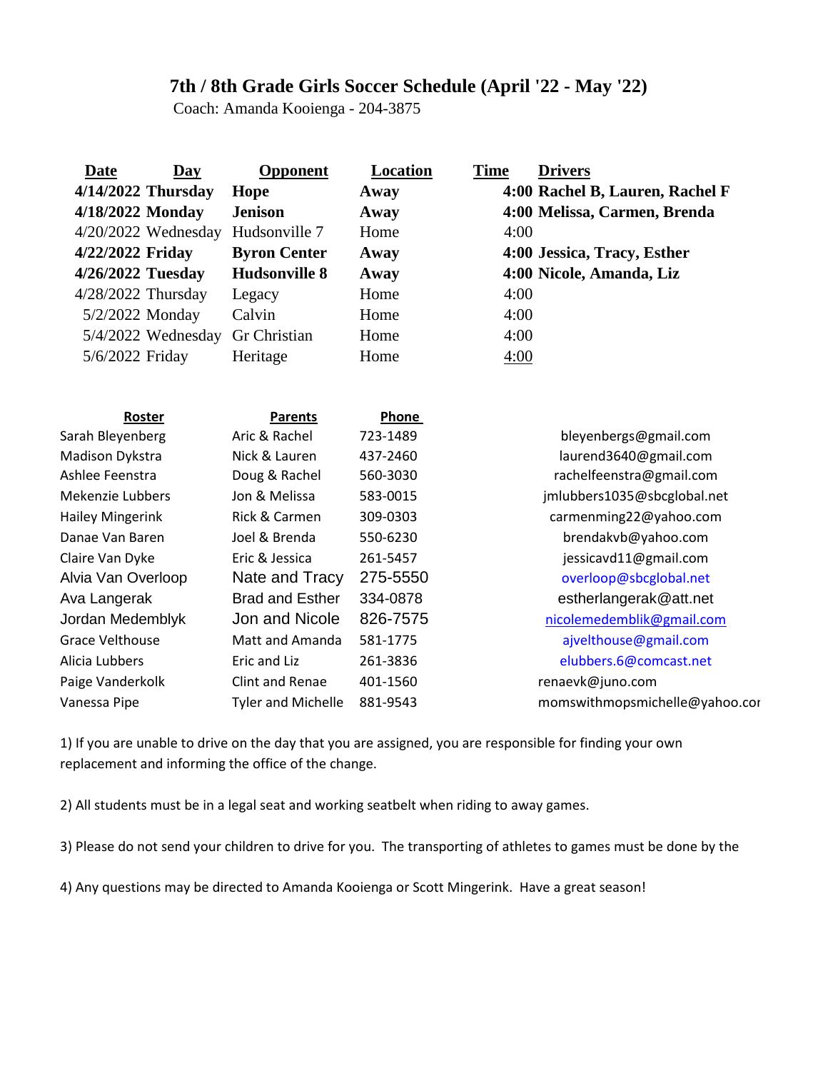# 7th / 8th Grade Girls Soccer Schedule (April '22 - May '22)

Coach: Amanda Kooienga - 204-3875

| Date | Day | Opponent | Location | Time | Drivers |
|---|---|---|---|---|---|
| **4/14/2022** | **Thursday** | **Hope** | **Away** | **4:00** | **Rachel B, Lauren, Rachel F** |
| **4/18/2022** | **Monday** | **Jenison** | **Away** | **4:00** | **Melissa, Carmen, Brenda** |
| 4/20/2022 | Wednesday | Hudsonville 7 | Home | 4:00 | |
| **4/22/2022** | **Friday** | **Byron Center** | **Away** | **4:00** | **Jessica, Tracy, Esther** |
| **4/26/2022** | **Tuesday** | **Hudsonville 8** | **Away** | **4:00** | **Nicole, Amanda, Liz** |
| 4/28/2022 | Thursday | Legacy | Home | 4:00 | |
| 5/2/2022 | Monday | Calvin | Home | 4:00 | |
| 5/4/2022 | Wednesday | Gr Christian | Home | 4:00 | |
| 5/6/2022 | Friday | Heritage | Home | 4:00 | |

| Roster | Parents | Phone | |
|---|---|---|---|
| Sarah Bleyenberg | Aric & Rachel | 723-1489 | bleyenbergs@gmail.com |
| Madison Dykstra | Nick & Lauren | 437-2460 | laurend3640@gmail.com |
| Ashlee Feenstra | Doug & Rachel | 560-3030 | rachelfeenstra@gmail.com |
| Mekenzie Lubbers | Jon & Melissa | 583-0015 | jmlubbers1035@sbcglobal.net |
| Hailey Mingerink | Rick & Carmen | 309-0303 | carmenming22@yahoo.com |
| Danae Van Baren | Joel & Brenda | 550-6230 | brendakvb@yahoo.com |
| Claire Van Dyke | Eric & Jessica | 261-5457 | jessicavd11@gmail.com |
| Alvia Van Overloop | Nate and Tracy | 275-5550 | overloop@sbcglobal.net |
| Ava Langerak | Brad and Esther | 334-0878 | estherlangerak@att.net |
| Jordan Medemblyk | Jon and Nicole | 826-7575 | nicolemedemblik@gmail.com |
| Grace Velthouse | Matt and Amanda | 581-1775 | ajvelthouse@gmail.com |
| Alicia Lubbers | Eric and Liz | 261-3836 | elubbers.6@comcast.net |
| Paige Vanderkolk | Clint and Renae | 401-1560 | renaevk@juno.com |
| Vanessa Pipe | Tyler and Michelle | 881-9543 | momswithmopsmichelle@yahoo.cor |

1) If you are unable to drive on the day that you are assigned, you are responsible for finding your own replacement and informing the office of the change.

2) All students must be in a legal seat and working seatbelt when riding to away games.

3) Please do not send your children to drive for you. The transporting of athletes to games must be done by the

4) Any questions may be directed to Amanda Kooienga or Scott Mingerink. Have a great season!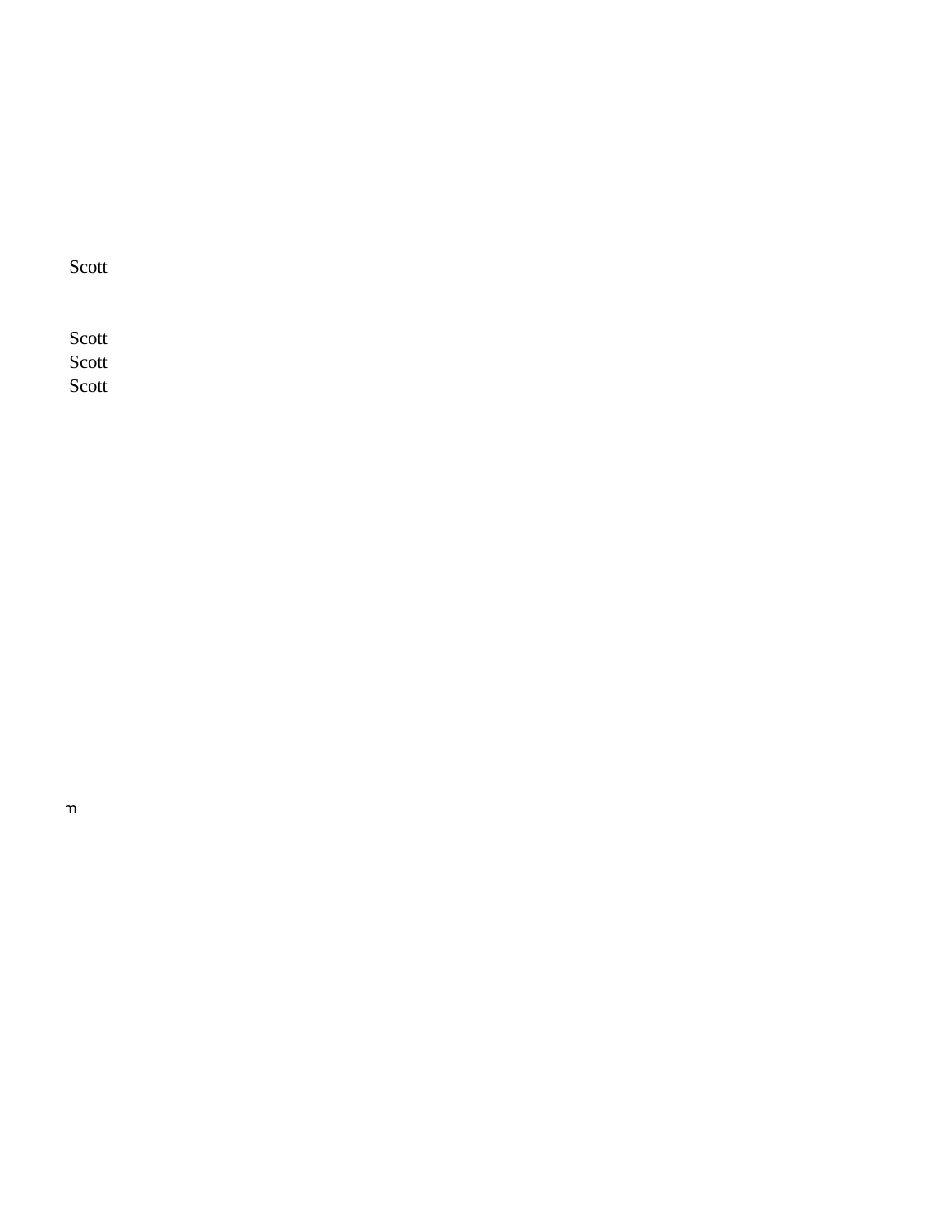Scott

Scott
Scott
Scott

ฑ